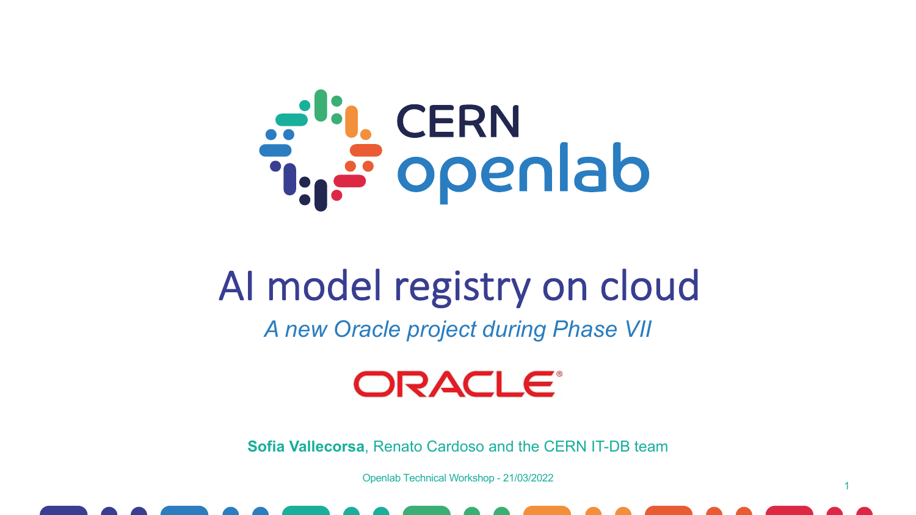CERN openlab

# AI model registry on cloud

*A new Oracle project during Phase VII*

ORACLE

**Sofia Vallecorsa**, Renato Cardoso and the CERN IT-DB team

Openlab Technical Workshop - 21/03/2022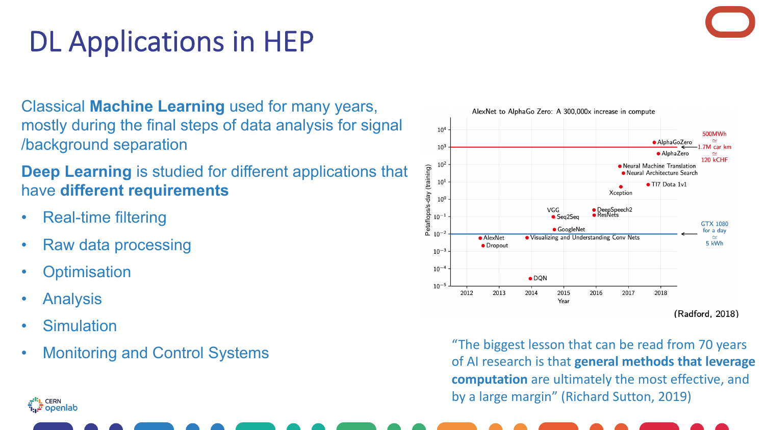# DL Applications in HEP

Classical **Machine Learning** used for many years, mostly during the final steps of data analysis for signal /background separation

**Deep Learning** is studied for different applications that have **different requirements**

- Real-time filtering
- Raw data processing
- Optimisation
- Analysis
- Simulation
- Monitoring and Control Systems

AlexNet to AlphaGo Zero: A 300,000x increase in compute

(Radford, 2018)

"The biggest lesson that can be read from 70 years of AI research is that **general methods that leverage computation** are ultimately the most effective, and by a large margin" (Richard Sutton, 2019)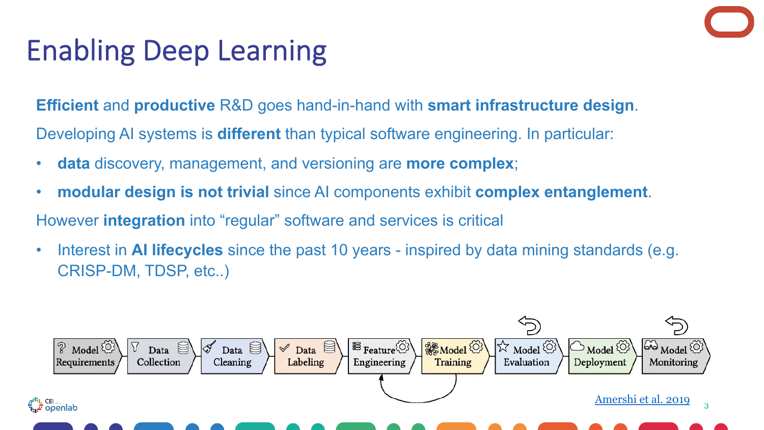# Enabling Deep Learning

**Efficient** and **productive** R&D goes hand-in-hand with **smart infrastructure design**.

Developing AI systems is **different** than typical software engineering. In particular:

- **data** discovery, management, and versioning are **more complex**;
- **modular design is not trivial** since AI components exhibit **complex entanglement**.

However **integration** into "regular" software and services is critical

- Interest in **AI lifecycles** since the past 10 years - inspired by data mining standards (e.g. CRISP-DM, TDSP, etc..)

Model Requirements → Data Collection → Data Cleaning → Data Labeling → Feature Engineering → Model Training → Model Evaluation → Model Deployment → Model Monitoring

Amershi et al. 2019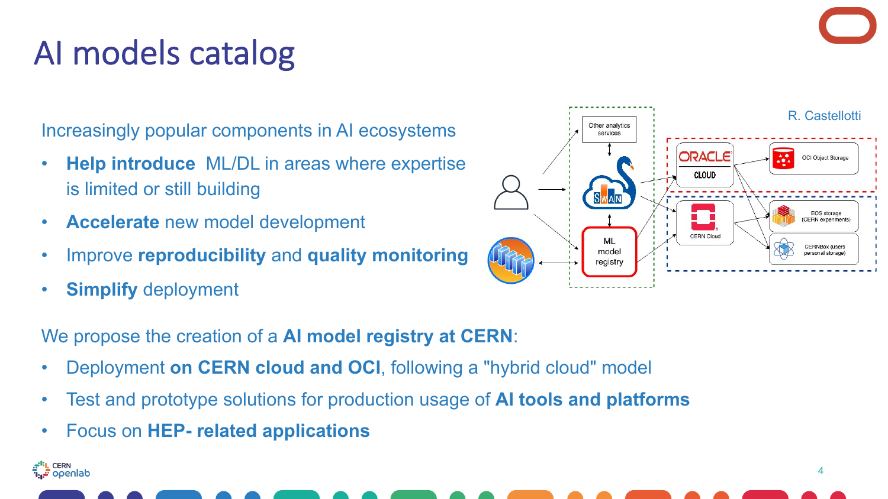# AI models catalog

Increasingly popular components in AI ecosystems

- **Help introduce** ML/DL in areas where expertise is limited or still building
- **Accelerate** new model development
- Improve **reproducibility** and **quality monitoring**
- **Simplify** deployment

R. Castellotti

Other analytics services

ML model registry

ORACLE CLOUD

OCI Object Storage

CERN Cloud

EOS storage (CERN experiments)

CERNBox (users personal storage)

We propose the creation of a **AI model registry at CERN**:

- Deployment **on CERN cloud and OCI**, following a "hybrid cloud" model
- Test and prototype solutions for production usage of **AI tools and platforms**
- Focus on **HEP- related applications**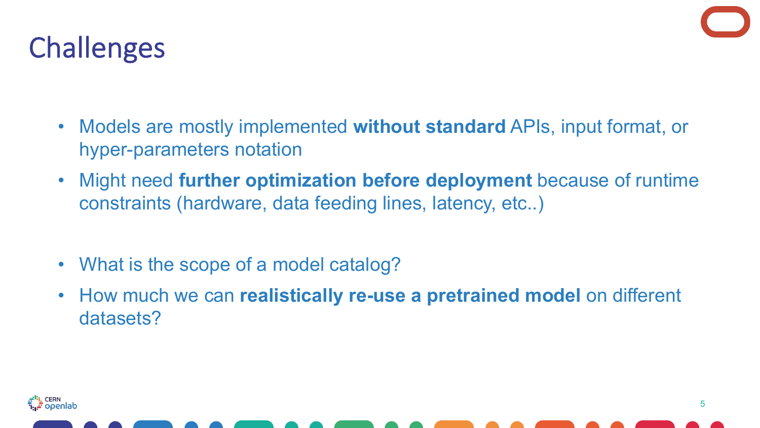# Challenges

- Models are mostly implemented **without standard** APIs, input format, or hyper-parameters notation
- Might need **further optimization before deployment** because of runtime constraints (hardware, data feeding lines, latency, etc..)

- What is the scope of a model catalog?
- How much we can **realistically re-use a pretrained model** on different datasets?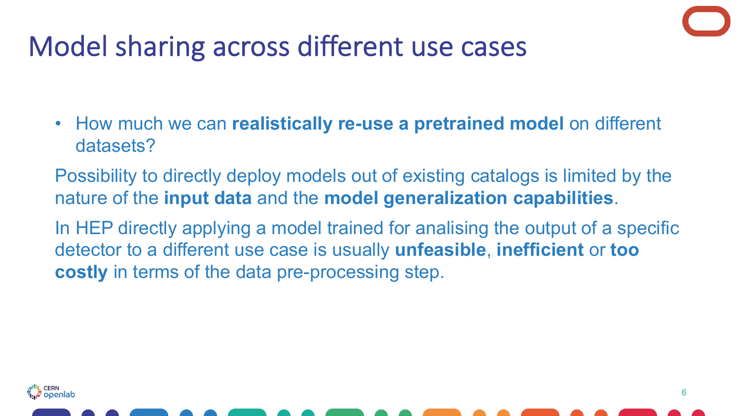# Model sharing across different use cases

- How much we can **realistically re-use a pretrained model** on different datasets?

Possibility to directly deploy models out of existing catalogs is limited by the nature of the **input data** and the **model generalization capabilities**.

In HEP directly applying a model trained for analising the output of a specific detector to a different use case is usually **unfeasible**, **inefficient** or **too costly** in terms of the data pre-processing step.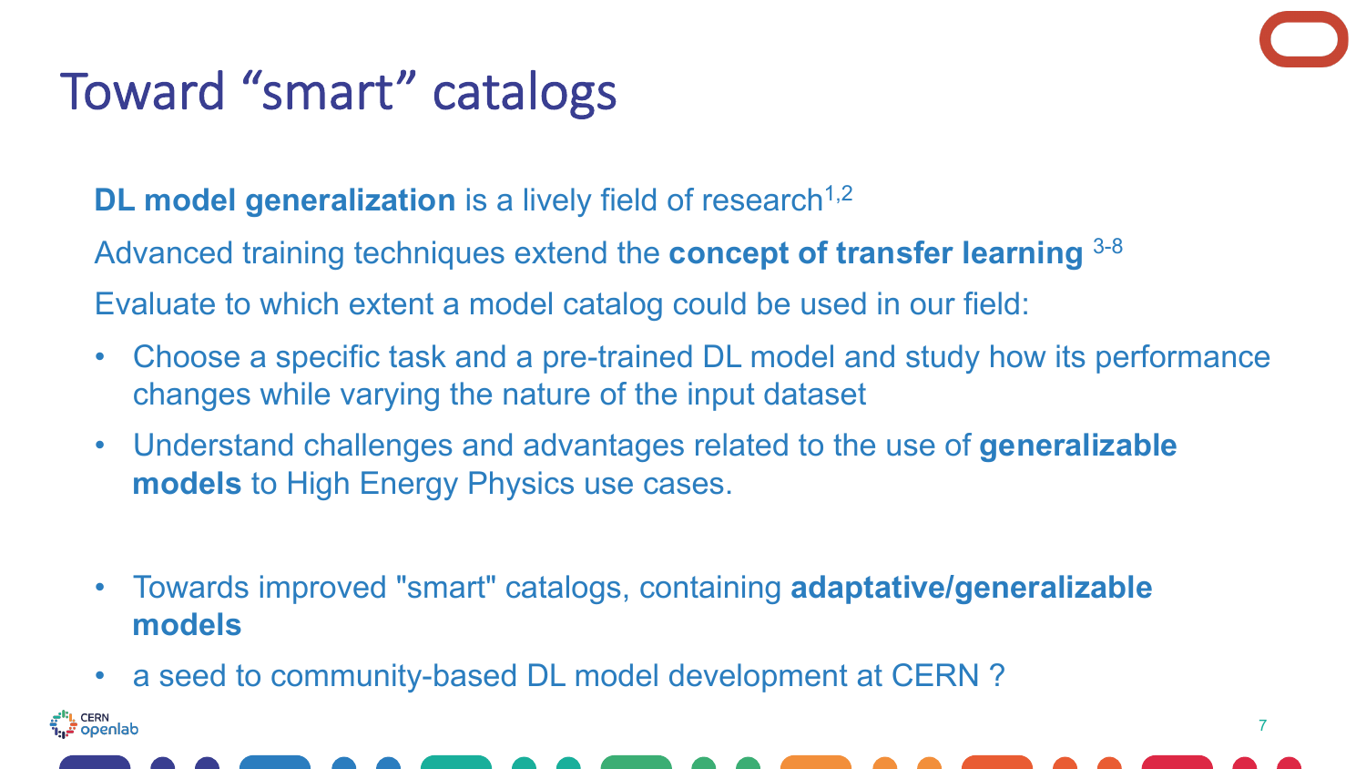# Toward "smart" catalogs

**DL model generalization** is a lively field of research[1,2]

Advanced training techniques extend the **concept of transfer learning** [3-8]

Evaluate to which extent a model catalog could be used in our field:

- Choose a specific task and a pre-trained DL model and study how its performance changes while varying the nature of the input dataset
- Understand challenges and advantages related to the use of **generalizable models** to High Energy Physics use cases.

- Towards improved "smart" catalogs, containing **adaptative/generalizable models**
- a seed to community-based DL model development at CERN ?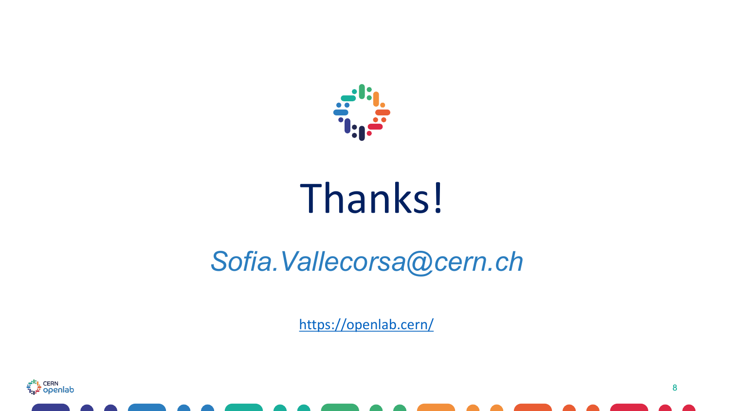# Thanks!

*Sofia.Vallecorsa@cern.ch*

https://openlab.cern/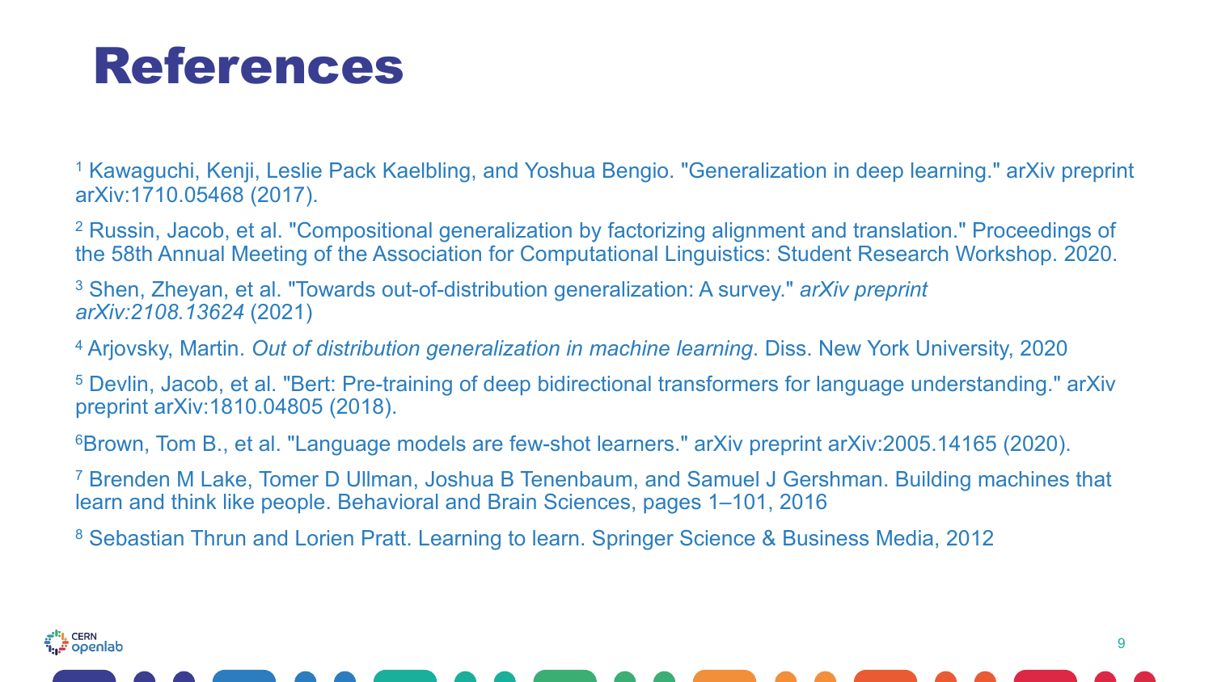# References

[1] Kawaguchi, Kenji, Leslie Pack Kaelbling, and Yoshua Bengio. "Generalization in deep learning." arXiv preprint arXiv:1710.05468 (2017).

[2] Russin, Jacob, et al. "Compositional generalization by factorizing alignment and translation." Proceedings of the 58th Annual Meeting of the Association for Computational Linguistics: Student Research Workshop. 2020.

[3] Shen, Zheyan, et al. "Towards out-of-distribution generalization: A survey." *arXiv preprint arXiv:2108.13624* (2021)

[4] Arjovsky, Martin. *Out of distribution generalization in machine learning*. Diss. New York University, 2020

[5] Devlin, Jacob, et al. "Bert: Pre-training of deep bidirectional transformers for language understanding." arXiv preprint arXiv:1810.04805 (2018).

[6]Brown, Tom B., et al. "Language models are few-shot learners." arXiv preprint arXiv:2005.14165 (2020).

[7] Brenden M Lake, Tomer D Ullman, Joshua B Tenenbaum, and Samuel J Gershman. Building machines that learn and think like people. Behavioral and Brain Sciences, pages 1–101, 2016

[8] Sebastian Thrun and Lorien Pratt. Learning to learn. Springer Science & Business Media, 2012